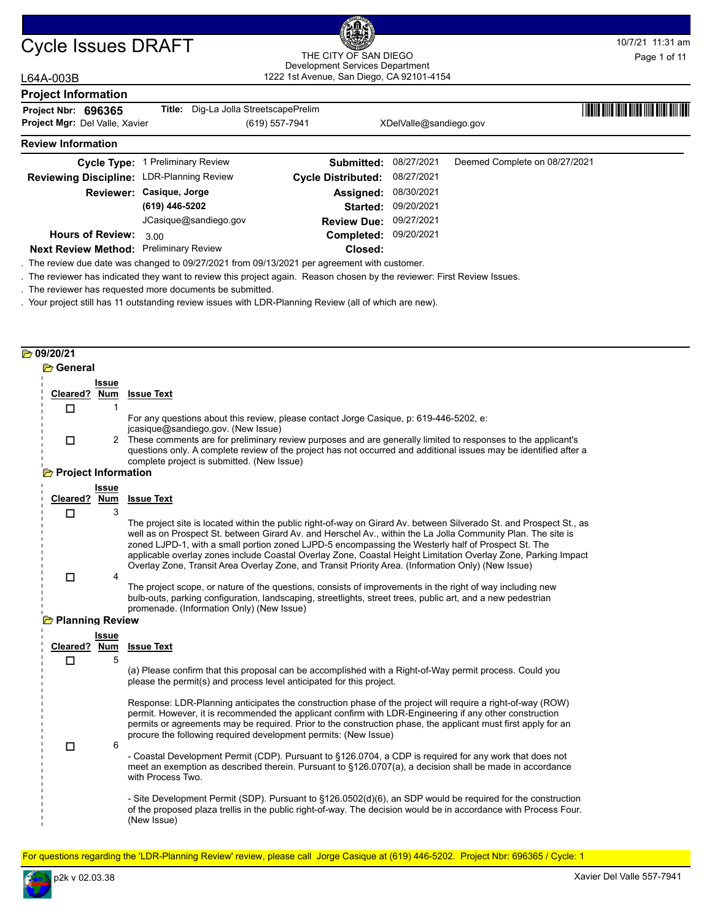# Cycle Issues DRAFT

THE CITY OF SAN DIEGO
Development Services Department
1222 1st Avenue, San Diego, CA 92101-4154

10/7/21 11:31 am

L64A-003B

## Project Information

**Project Nbr:** **696365** **Title:** Dig-La Jolla StreetscapePrelim
**Project Mgr:** Del Valle, Xavier (619) 557-7941 XDelValle@sandiego.gov

## Review Information

| | | | | |
|---|---|---|---|---|
| **Cycle Type:** | 1 Preliminary Review | **Submitted:** | 08/27/2021 | Deemed Complete on 08/27/2021 |
| **Reviewing Discipline:** | LDR-Planning Review | **Cycle Distributed:** | 08/27/2021 | |
| **Reviewer:** | **Casique, Jorge** | **Assigned:** | 08/30/2021 | |
| | **(619) 446-5202** | **Started:** | 09/20/2021 | |
| | JCasique@sandiego.gov | **Review Due:** | 09/27/2021 | |
| **Hours of Review:** | 3.00 | **Completed:** | 09/20/2021 | |
| **Next Review Method:** | Preliminary Review | **Closed:** | | |

. The review due date was changed to 09/27/2021 from 09/13/2021 per agreement with customer.
. The reviewer has indicated they want to review this project again. Reason chosen by the reviewer: First Review Issues.
. The reviewer has requested more documents be submitted.
. Your project still has 11 outstanding review issues with LDR-Planning Review (all of which are new).

### 09/20/21

#### General

| Cleared? | Issue Num | Issue Text |
|---|---|---|
| ☐ | 1 | For any questions about this review, please contact Jorge Casique, p: 619-446-5202, e: jcasique@sandiego.gov. (New Issue) |
| ☐ | 2 | These comments are for preliminary review purposes and are generally limited to responses to the applicant's questions only. A complete review of the project has not occurred and additional issues may be identified after a complete project is submitted. (New Issue) |

#### Project Information

| Cleared? | Issue Num | Issue Text |
|---|---|---|
| ☐ | 3 | The project site is located within the public right-of-way on Girard Av. between Silverado St. and Prospect St., as well as on Prospect St. between Girard Av. and Herschel Av., within the La Jolla Community Plan. The site is zoned LJPD-1, with a small portion zoned LJPD-5 encompassing the Westerly half of Prospect St. The applicable overlay zones include Coastal Overlay Zone, Coastal Height Limitation Overlay Zone, Parking Impact Overlay Zone, Transit Area Overlay Zone, and Transit Priority Area. (Information Only) (New Issue) |
| ☐ | 4 | The project scope, or nature of the questions, consists of improvements in the right of way including new bulb-outs, parking configuration, landscaping, streetlights, street trees, public art, and a new pedestrian promenade. (Information Only) (New Issue) |

#### Planning Review

| Cleared? | Issue Num | Issue Text |
|---|---|---|
| ☐ | 5 | (a) Please confirm that this proposal can be accomplished with a Right-of-Way permit process. Could you please the permit(s) and process level anticipated for this project.<br><br>Response: LDR-Planning anticipates the construction phase of the project will require a right-of-way (ROW) permit. However, it is recommended the applicant confirm with LDR-Engineering if any other construction permits or agreements may be required. Prior to the construction phase, the applicant must first apply for an procure the following required development permits: (New Issue) |
| ☐ | 6 | - Coastal Development Permit (CDP). Pursuant to §126.0704, a CDP is required for any work that does not meet an exemption as described therein. Pursuant to §126.0707(a), a decision shall be made in accordance with Process Two.<br><br>- Site Development Permit (SDP). Pursuant to §126.0502(d)(6), an SDP would be required for the construction of the proposed plaza trellis in the public right-of-way. The decision would be in accordance with Process Four. (New Issue) |

For questions regarding the 'LDR-Planning Review' review, please call Jorge Casique at (619) 446-5202. Project Nbr: 696365 / Cycle: 1

p2k v 02.03.38 Xavier Del Valle 557-7941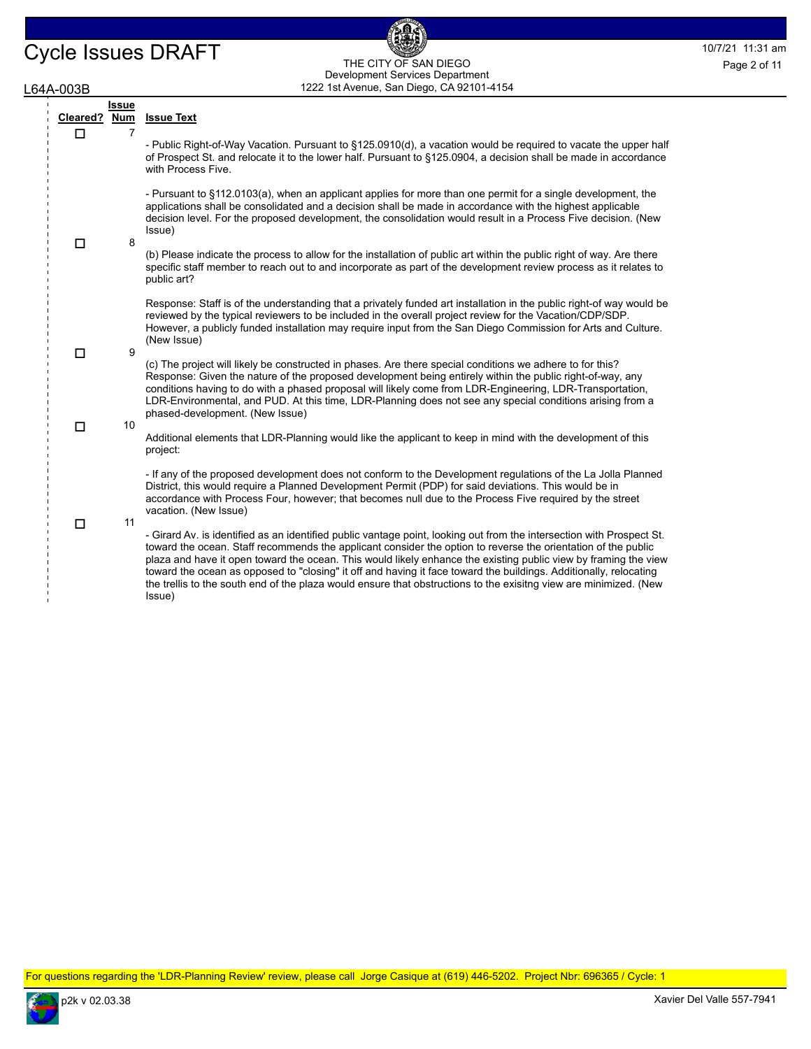| Cleared? | Issue Num | Issue Text |
| --- | --- | --- |
| ☐ | 7 | - Public Right-of-Way Vacation. Pursuant to §125.0910(d), a vacation would be required to vacate the upper half of Prospect St. and relocate it to the lower half. Pursuant to §125.0904, a decision shall be made in accordance with Process Five.<br><br>- Pursuant to §112.0103(a), when an applicant applies for more than one permit for a single development, the applications shall be consolidated and a decision shall be made in accordance with the highest applicable decision level. For the proposed development, the consolidation would result in a Process Five decision. (New Issue) |
| ☐ | 8 | (b) Please indicate the process to allow for the installation of public art within the public right of way. Are there specific staff member to reach out to and incorporate as part of the development review process as it relates to public art?<br><br>Response: Staff is of the understanding that a privately funded art installation in the public right-of way would be reviewed by the typical reviewers to be included in the overall project review for the Vacation/CDP/SDP. However, a publicly funded installation may require input from the San Diego Commission for Arts and Culture. (New Issue) |
| ☐ | 9 | (c) The project will likely be constructed in phases. Are there special conditions we adhere to for this?<br>Response: Given the nature of the proposed development being entirely within the public right-of-way, any conditions having to do with a phased proposal will likely come from LDR-Engineering, LDR-Transportation, LDR-Environmental, and PUD. At this time, LDR-Planning does not see any special conditions arising from a phased-development. (New Issue) |
| ☐ | 10 | Additional elements that LDR-Planning would like the applicant to keep in mind with the development of this project:<br><br>- If any of the proposed development does not conform to the Development regulations of the La Jolla Planned District, this would require a Planned Development Permit (PDP) for said deviations. This would be in accordance with Process Four, however; that becomes null due to the Process Five required by the street vacation. (New Issue) |
| ☐ | 11 | - Girard Av. is identified as an identified public vantage point, looking out from the intersection with Prospect St. toward the ocean. Staff recommends the applicant consider the option to reverse the orientation of the public plaza and have it open toward the ocean. This would likely enhance the existing public view by framing the view toward the ocean as opposed to "closing" it off and having it face toward the buildings. Additionally, relocating the trellis to the south end of the plaza would ensure that obstructions to the exisitng view are minimized. (New Issue) |

For questions regarding the 'LDR-Planning Review' review, please call Jorge Casique at (619) 446-5202. Project Nbr: 696365 / Cycle: 1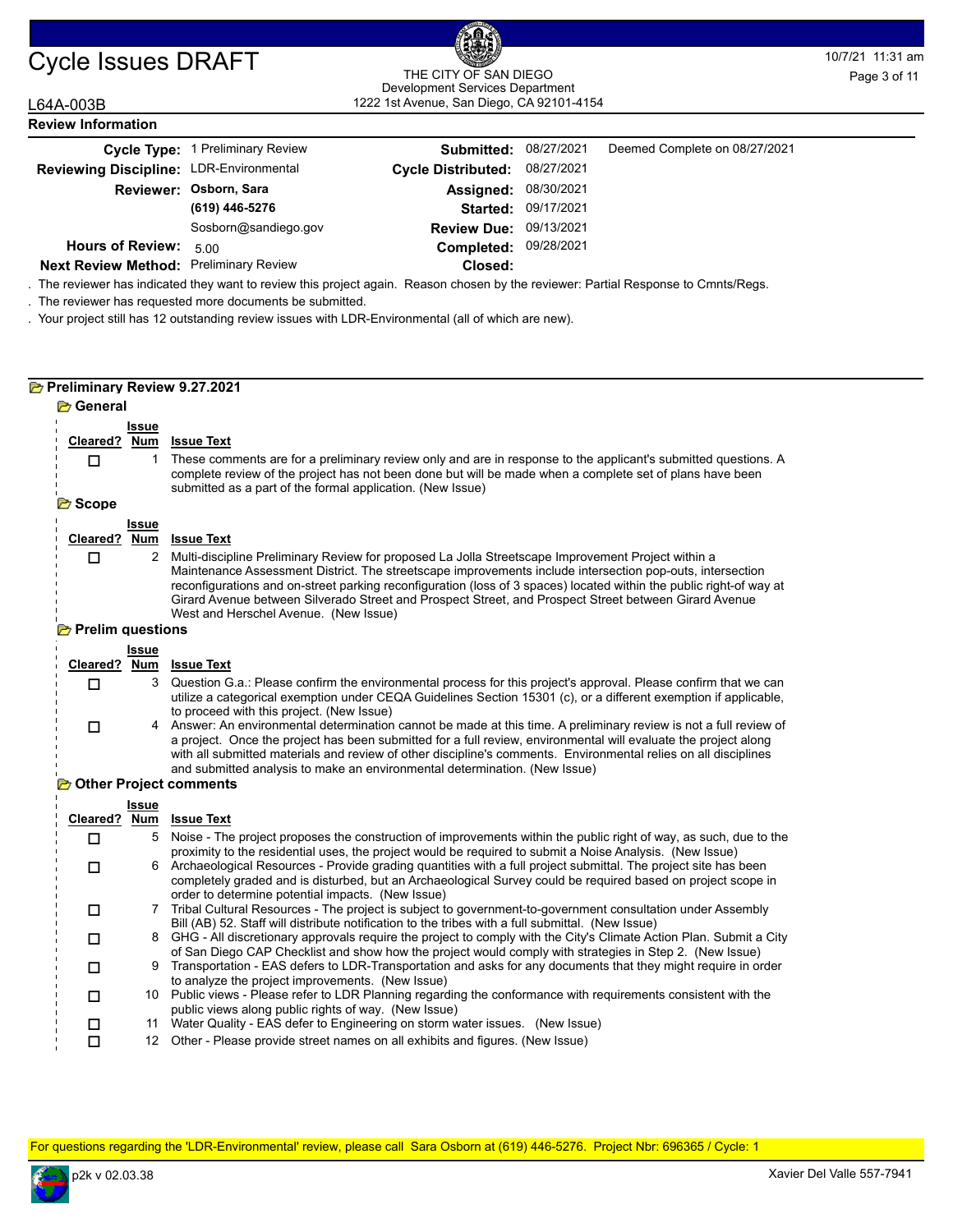# Cycle Issues DRAFT

THE CITY OF SAN DIEGO
Development Services Department
1222 1st Avenue, San Diego, CA 92101-4154

L64A-003B

## Review Information

| | | | | |
|---|---|---|---|---|
| **Cycle Type:** | 1 Preliminary Review | **Submitted:** | 08/27/2021 | Deemed Complete on 08/27/2021 |
| **Reviewing Discipline:** | LDR-Environmental | **Cycle Distributed:** | 08/27/2021 | |
| **Reviewer:** | **Osborn, Sara** | **Assigned:** | 08/30/2021 | |
| | **(619) 446-5276** | **Started:** | 09/17/2021 | |
| | Sosborn@sandiego.gov | **Review Due:** | 09/13/2021 | |
| **Hours of Review:** | 5.00 | **Completed:** | 09/28/2021 | |
| **Next Review Method:** | Preliminary Review | **Closed:** | | |

. The reviewer has indicated they want to review this project again. Reason chosen by the reviewer: Partial Response to Cmnts/Regs.

. The reviewer has requested more documents be submitted.

. Your project still has 12 outstanding review issues with LDR-Environmental (all of which are new).

## Preliminary Review 9.27.2021

### General

| Cleared? | Issue Num | Issue Text |
|---|---|---|
| ☐ | 1 | These comments are for a preliminary review only and are in response to the applicant's submitted questions. A complete review of the project has not been done but will be made when a complete set of plans have been submitted as a part of the formal application. (New Issue) |

### Scope

| Cleared? | Issue Num | Issue Text |
|---|---|---|
| ☐ | 2 | Multi-discipline Preliminary Review for proposed La Jolla Streetscape Improvement Project within a Maintenance Assessment District. The streetscape improvements include intersection pop-outs, intersection reconfigurations and on-street parking reconfiguration (loss of 3 spaces) located within the public right-of way at Girard Avenue between Silverado Street and Prospect Street, and Prospect Street between Girard Avenue West and Herschel Avenue. (New Issue) |

### Prelim questions

| Cleared? | Issue Num | Issue Text |
|---|---|---|
| ☐ | 3 | Question G.a.: Please confirm the environmental process for this project's approval. Please confirm that we can utilize a categorical exemption under CEQA Guidelines Section 15301 (c), or a different exemption if applicable, to proceed with this project. (New Issue) |
| ☐ | 4 | Answer: An environmental determination cannot be made at this time. A preliminary review is not a full review of a project. Once the project has been submitted for a full review, environmental will evaluate the project along with all submitted materials and review of other discipline's comments. Environmental relies on all disciplines and submitted analysis to make an environmental determination. (New Issue) |

### Other Project comments

| Cleared? | Issue Num | Issue Text |
|---|---|---|
| ☐ | 5 | Noise - The project proposes the construction of improvements within the public right of way, as such, due to the proximity to the residential uses, the project would be required to submit a Noise Analysis. (New Issue) |
| ☐ | 6 | Archaeological Resources - Provide grading quantities with a full project submittal. The project site has been completely graded and is disturbed, but an Archaeological Survey could be required based on project scope in order to determine potential impacts. (New Issue) |
| ☐ | 7 | Tribal Cultural Resources - The project is subject to government-to-government consultation under Assembly Bill (AB) 52. Staff will distribute notification to the tribes with a full submittal. (New Issue) |
| ☐ | 8 | GHG - All discretionary approvals require the project to comply with the City's Climate Action Plan. Submit a City of San Diego CAP Checklist and show how the project would comply with strategies in Step 2. (New Issue) |
| ☐ | 9 | Transportation - EAS defers to LDR-Transportation and asks for any documents that they might require in order to analyze the project improvements. (New Issue) |
| ☐ | 10 | Public views - Please refer to LDR Planning regarding the conformance with requirements consistent with the public views along public rights of way. (New Issue) |
| ☐ | 11 | Water Quality - EAS defer to Engineering on storm water issues. (New Issue) |
| ☐ | 12 | Other - Please provide street names on all exhibits and figures. (New Issue) |

For questions regarding the 'LDR-Environmental' review, please call Sara Osborn at (619) 446-5276. Project Nbr: 696365 / Cycle: 1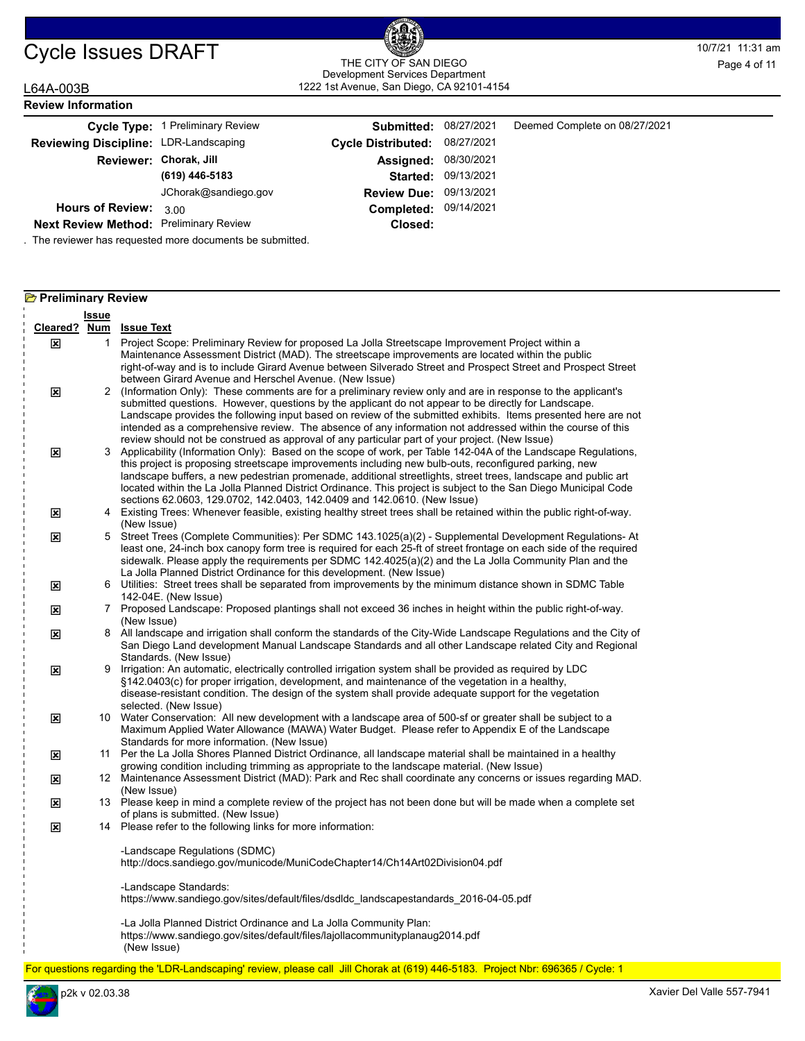# Cycle Issues DRAFT

THE CITY OF SAN DIEGO
Development Services Department
1222 1st Avenue, San Diego, CA 92101-4154

10/7/21 11:31 am

L64A-003B

## Review Information

| | | | | |
|---|---|---|---|---|
| **Cycle Type:** | 1 Preliminary Review | **Submitted:** | 08/27/2021 | Deemed Complete on 08/27/2021 |
| **Reviewing Discipline:** | LDR-Landscaping | **Cycle Distributed:** | 08/27/2021 | |
| **Reviewer:** | **Chorak, Jill** | **Assigned:** | 08/30/2021 | |
| | **(619) 446-5183** | **Started:** | 09/13/2021 | |
| | JChorak@sandiego.gov | **Review Due:** | 09/13/2021 | |
| **Hours of Review:** | 3.00 | **Completed:** | 09/14/2021 | |
| **Next Review Method:** | Preliminary Review | **Closed:** | | |

. The reviewer has requested more documents be submitted.

## Preliminary Review

| Cleared? | Issue Num | Issue Text |
|---|---|---|
| ☒ | 1 | Project Scope: Preliminary Review for proposed La Jolla Streetscape Improvement Project within a Maintenance Assessment District (MAD). The streetscape improvements are located within the public right-of-way and is to include Girard Avenue between Silverado Street and Prospect Street and Prospect Street between Girard Avenue and Herschel Avenue. (New Issue) |
| ☒ | 2 | (Information Only): These comments are for a preliminary review only and are in response to the applicant's submitted questions. However, questions by the applicant do not appear to be directly for Landscape. Landscape provides the following input based on review of the submitted exhibits. Items presented here are not intended as a comprehensive review. The absence of any information not addressed within the course of this review should not be construed as approval of any particular part of your project. (New Issue) |
| ☒ | 3 | Applicability (Information Only): Based on the scope of work, per Table 142-04A of the Landscape Regulations, this project is proposing streetscape improvements including new bulb-outs, reconfigured parking, new landscape buffers, a new pedestrian promenade, additional streetlights, street trees, landscape and public art located within the La Jolla Planned District Ordinance. This project is subject to the San Diego Municipal Code sections 62.0603, 129.0702, 142.0403, 142.0409 and 142.0610. (New Issue) |
| ☒ | 4 | Existing Trees: Whenever feasible, existing healthy street trees shall be retained within the public right-of-way. (New Issue) |
| ☒ | 5 | Street Trees (Complete Communities): Per SDMC 143.1025(a)(2) - Supplemental Development Regulations- At least one, 24-inch box canopy form tree is required for each 25-ft of street frontage on each side of the required sidewalk. Please apply the requirements per SDMC 142.4025(a)(2) and the La Jolla Community Plan and the La Jolla Planned District Ordinance for this development. (New Issue) |
| ☒ | 6 | Utilities: Street trees shall be separated from improvements by the minimum distance shown in SDMC Table 142-04E. (New Issue) |
| ☒ | 7 | Proposed Landscape: Proposed plantings shall not exceed 36 inches in height within the public right-of-way. (New Issue) |
| ☒ | 8 | All landscape and irrigation shall conform the standards of the City-Wide Landscape Regulations and the City of San Diego Land development Manual Landscape Standards and all other Landscape related City and Regional Standards. (New Issue) |
| ☒ | 9 | Irrigation: An automatic, electrically controlled irrigation system shall be provided as required by LDC §142.0403(c) for proper irrigation, development, and maintenance of the vegetation in a healthy, disease-resistant condition. The design of the system shall provide adequate support for the vegetation selected. (New Issue) |
| ☒ | 10 | Water Conservation: All new development with a landscape area of 500-sf or greater shall be subject to a Maximum Applied Water Allowance (MAWA) Water Budget. Please refer to Appendix E of the Landscape Standards for more information. (New Issue) |
| ☒ | 11 | Per the La Jolla Shores Planned District Ordinance, all landscape material shall be maintained in a healthy growing condition including trimming as appropriate to the landscape material. (New Issue) |
| ☒ | 12 | Maintenance Assessment District (MAD): Park and Rec shall coordinate any concerns or issues regarding MAD. (New Issue) |
| ☒ | 13 | Please keep in mind a complete review of the project has not been done but will be made when a complete set of plans is submitted. (New Issue) |
| ☒ | 14 | Please refer to the following links for more information:<br><br>-Landscape Regulations (SDMC)<br>http://docs.sandiego.gov/municode/MuniCodeChapter14/Ch14Art02Division04.pdf<br><br>-Landscape Standards:<br>https://www.sandiego.gov/sites/default/files/dsdldc_landscapestandards_2016-04-05.pdf<br><br>-La Jolla Planned District Ordinance and La Jolla Community Plan:<br>https://www.sandiego.gov/sites/default/files/lajollacommunityplanaug2014.pdf<br>(New Issue) |

For questions regarding the 'LDR-Landscaping' review, please call Jill Chorak at (619) 446-5183. Project Nbr: 696365 / Cycle: 1

p2k v 02.03.38 — Xavier Del Valle 557-7941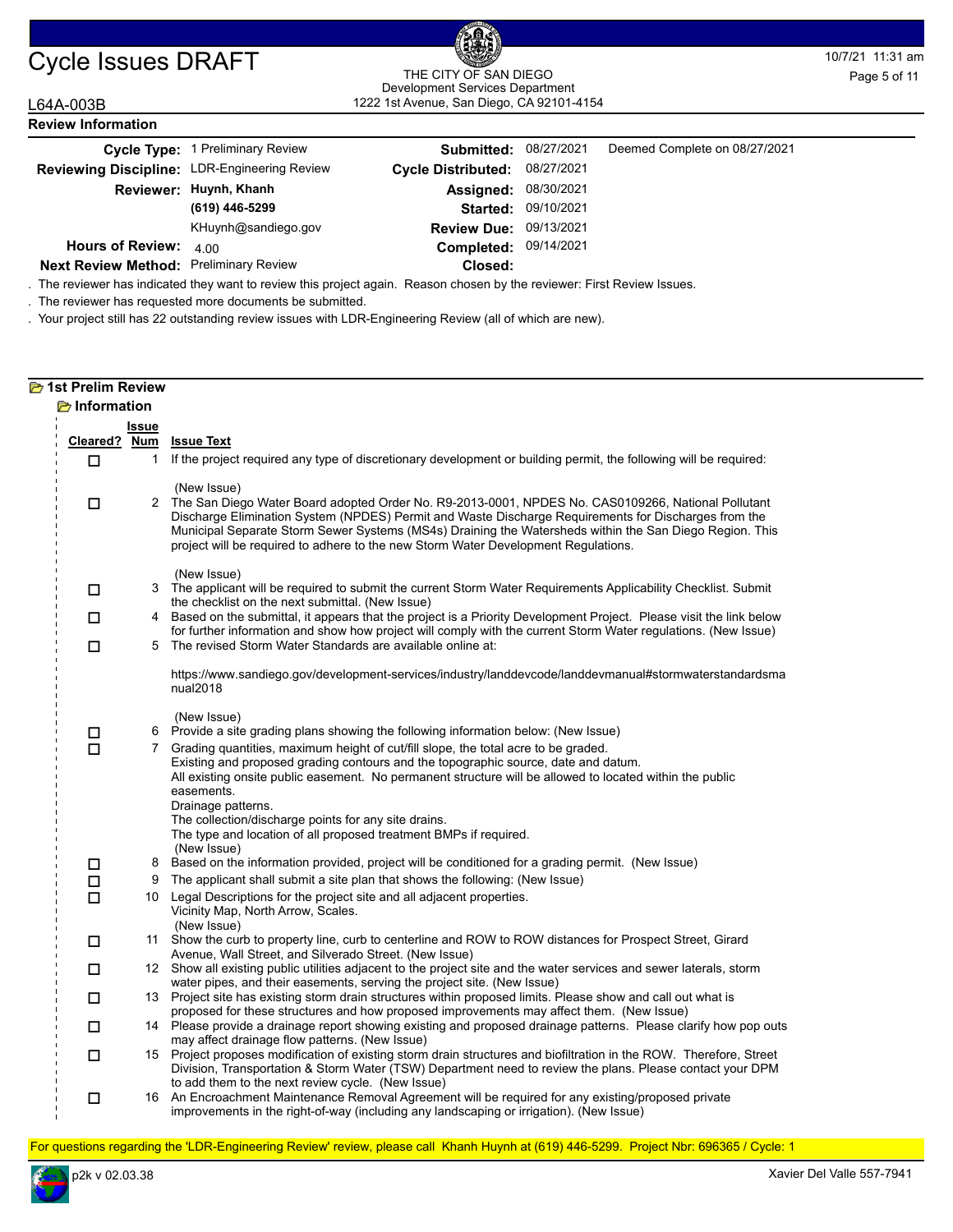# Cycle Issues DRAFT

THE CITY OF SAN DIEGO
Development Services Department
1222 1st Avenue, San Diego, CA 92101-4154

10/7/21 11:31 am

L64A-003B

## Review Information

| | | | | |
|---|---|---|---|---|
| **Cycle Type:** | 1 Preliminary Review | **Submitted:** | 08/27/2021 | Deemed Complete on 08/27/2021 |
| **Reviewing Discipline:** | LDR-Engineering Review | **Cycle Distributed:** | 08/27/2021 | |
| **Reviewer:** | **Huynh, Khanh** | **Assigned:** | 08/30/2021 | |
| | **(619) 446-5299** | **Started:** | 09/10/2021 | |
| | KHuynh@sandiego.gov | **Review Due:** | 09/13/2021 | |
| **Hours of Review:** | 4.00 | **Completed:** | 09/14/2021 | |
| **Next Review Method:** | Preliminary Review | **Closed:** | | |

. The reviewer has indicated they want to review this project again. Reason chosen by the reviewer: First Review Issues.

. The reviewer has requested more documents be submitted.

. Your project still has 22 outstanding review issues with LDR-Engineering Review (all of which are new).

### 1st Prelim Review

#### Information

| Cleared? | Issue Num | Issue Text |
|---|---|---|
| ☐ | 1 | If the project required any type of discretionary development or building permit, the following will be required: (New Issue) |
| ☐ | 2 | The San Diego Water Board adopted Order No. R9-2013-0001, NPDES No. CAS0109266, National Pollutant Discharge Elimination System (NPDES) Permit and Waste Discharge Requirements for Discharges from the Municipal Separate Storm Sewer Systems (MS4s) Draining the Watersheds within the San Diego Region. This project will be required to adhere to the new Storm Water Development Regulations. (New Issue) |
| ☐ | 3 | The applicant will be required to submit the current Storm Water Requirements Applicability Checklist. Submit the checklist on the next submittal. (New Issue) |
| ☐ | 4 | Based on the submittal, it appears that the project is a Priority Development Project. Please visit the link below for further information and show how project will comply with the current Storm Water regulations. (New Issue) |
| ☐ | 5 | The revised Storm Water Standards are available online at: https://www.sandiego.gov/development-services/industry/landdevcode/landdevmanual#stormwaterstandardsmanual2018 (New Issue) |
| ☐ | 6 | Provide a site grading plans showing the following information below: (New Issue) |
| ☐ | 7 | Grading quantities, maximum height of cut/fill slope, the total acre to be graded.<br>Existing and proposed grading contours and the topographic source, date and datum.<br>All existing onsite public easement. No permanent structure will be allowed to located within the public easements.<br>Drainage patterns.<br>The collection/discharge points for any site drains.<br>The type and location of all proposed treatment BMPs if required.<br>(New Issue) |
| ☐ | 8 | Based on the information provided, project will be conditioned for a grading permit. (New Issue) |
| ☐ | 9 | The applicant shall submit a site plan that shows the following: (New Issue) |
| ☐ | 10 | Legal Descriptions for the project site and all adjacent properties.<br>Vicinity Map, North Arrow, Scales.<br>(New Issue) |
| ☐ | 11 | Show the curb to property line, curb to centerline and ROW to ROW distances for Prospect Street, Girard Avenue, Wall Street, and Silverado Street. (New Issue) |
| ☐ | 12 | Show all existing public utilities adjacent to the project site and the water services and sewer laterals, storm water pipes, and their easements, serving the project site. (New Issue) |
| ☐ | 13 | Project site has existing storm drain structures within proposed limits. Please show and call out what is proposed for these structures and how proposed improvements may affect them. (New Issue) |
| ☐ | 14 | Please provide a drainage report showing existing and proposed drainage patterns. Please clarify how pop outs may affect drainage flow patterns. (New Issue) |
| ☐ | 15 | Project proposes modification of existing storm drain structures and biofiltration in the ROW. Therefore, Street Division, Transportation & Storm Water (TSW) Department need to review the plans. Please contact your DPM to add them to the next review cycle. (New Issue) |
| ☐ | 16 | An Encroachment Maintenance Removal Agreement will be required for any existing/proposed private improvements in the right-of-way (including any landscaping or irrigation). (New Issue) |

For questions regarding the 'LDR-Engineering Review' review, please call Khanh Huynh at (619) 446-5299. Project Nbr: 696365 / Cycle: 1

p2k v 02.03.38 Xavier Del Valle 557-7941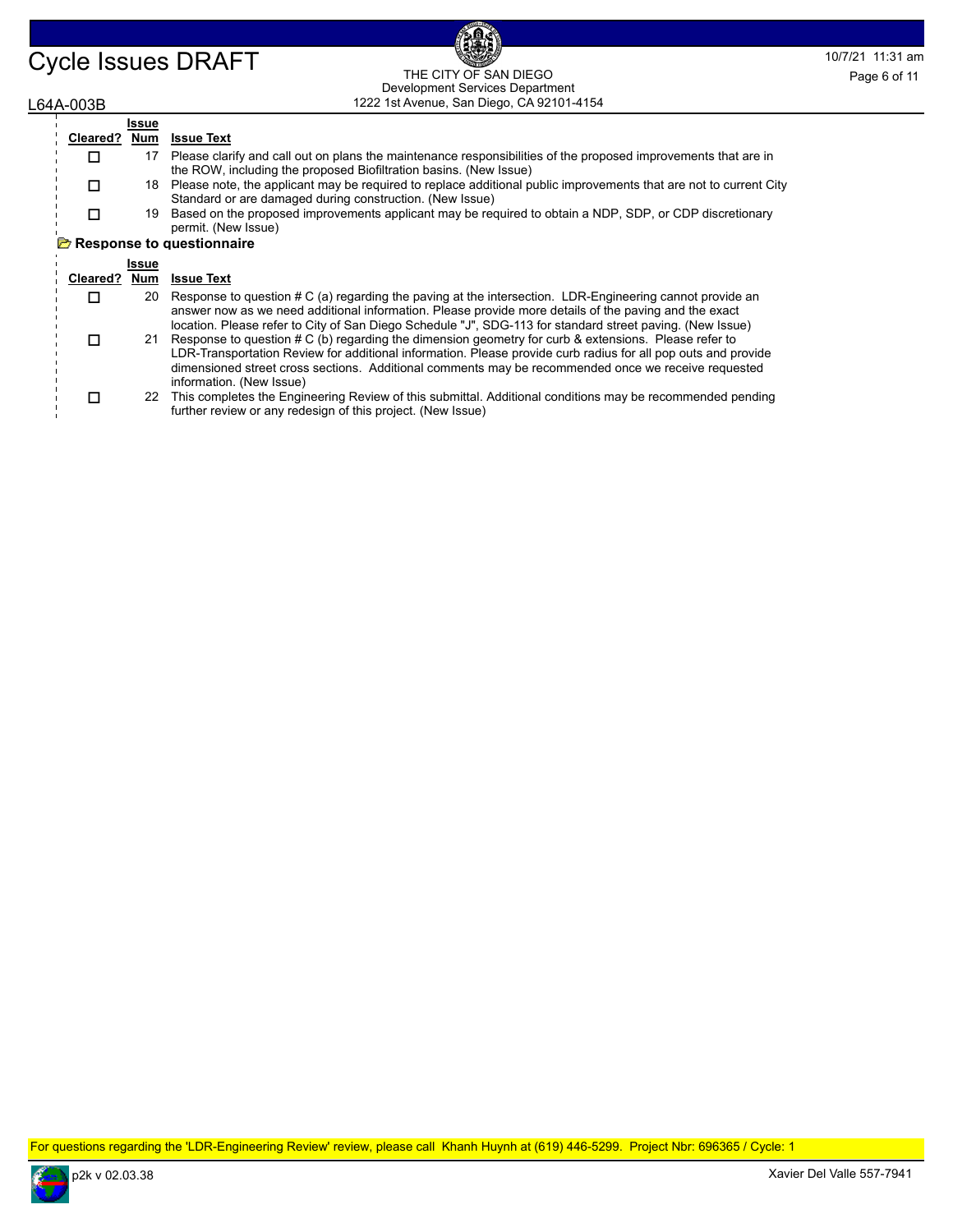| Cleared? | Issue Num | Issue Text |
| --- | --- | --- |
| ☐ | 17 | Please clarify and call out on plans the maintenance responsibilities of the proposed improvements that are in the ROW, including the proposed Biofiltration basins. (New Issue) |
| ☐ | 18 | Please note, the applicant may be required to replace additional public improvements that are not to current City Standard or are damaged during construction. (New Issue) |
| ☐ | 19 | Based on the proposed improvements applicant may be required to obtain a NDP, SDP, or CDP discretionary permit. (New Issue) |

**Response to questionnaire**

| Cleared? | Issue Num | Issue Text |
| --- | --- | --- |
| ☐ | 20 | Response to question # C (a) regarding the paving at the intersection. LDR-Engineering cannot provide an answer now as we need additional information. Please provide more details of the paving and the exact location. Please refer to City of San Diego Schedule "J", SDG-113 for standard street paving. (New Issue) |
| ☐ | 21 | Response to question # C (b) regarding the dimension geometry for curb & extensions. Please refer to LDR-Transportation Review for additional information. Please provide curb radius for all pop outs and provide dimensioned street cross sections. Additional comments may be recommended once we receive requested information. (New Issue) |
| ☐ | 22 | This completes the Engineering Review of this submittal. Additional conditions may be recommended pending further review or any redesign of this project. (New Issue) |

For questions regarding the 'LDR-Engineering Review' review, please call Khanh Huynh at (619) 446-5299. Project Nbr: 696365 / Cycle: 1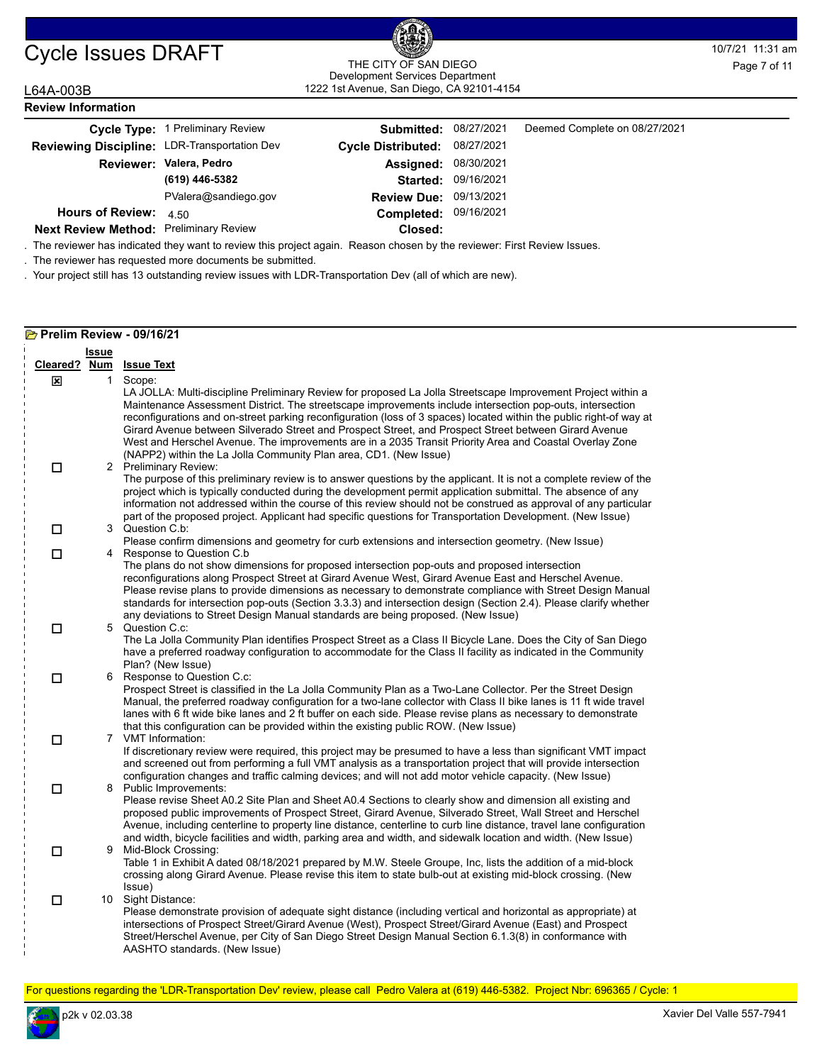# Cycle Issues DRAFT

THE CITY OF SAN DIEGO
Development Services Department
1222 1st Avenue, San Diego, CA 92101-4154

10/7/21 11:31 am

L64A-003B

## Review Information

| | | | | |
|---|---|---|---|---|
| **Cycle Type:** | 1 Preliminary Review | **Submitted:** | 08/27/2021 | Deemed Complete on 08/27/2021 |
| **Reviewing Discipline:** | LDR-Transportation Dev | **Cycle Distributed:** | 08/27/2021 | |
| **Reviewer:** | **Valera, Pedro** | **Assigned:** | 08/30/2021 | |
| | **(619) 446-5382** | **Started:** | 09/16/2021 | |
| | PValera@sandiego.gov | **Review Due:** | 09/13/2021 | |
| **Hours of Review:** | 4.50 | **Completed:** | 09/16/2021 | |
| **Next Review Method:** | Preliminary Review | **Closed:** | | |

. The reviewer has indicated they want to review this project again. Reason chosen by the reviewer: First Review Issues.

. The reviewer has requested more documents be submitted.

. Your project still has 13 outstanding review issues with LDR-Transportation Dev (all of which are new).

### Prelim Review - 09/16/21

| Cleared? | Issue Num | Issue Text |
|---|---|---|
| ☒ | 1 | Scope:<br>LA JOLLA: Multi-discipline Preliminary Review for proposed La Jolla Streetscape Improvement Project within a Maintenance Assessment District. The streetscape improvements include intersection pop-outs, intersection reconfigurations and on-street parking reconfiguration (loss of 3 spaces) located within the public right-of way at Girard Avenue between Silverado Street and Prospect Street, and Prospect Street between Girard Avenue West and Herschel Avenue. The improvements are in a 2035 Transit Priority Area and Coastal Overlay Zone (NAPP2) within the La Jolla Community Plan area, CD1. (New Issue) |
| ☐ | 2 | Preliminary Review:<br>The purpose of this preliminary review is to answer questions by the applicant. It is not a complete review of the project which is typically conducted during the development permit application submittal. The absence of any information not addressed within the course of this review should not be construed as approval of any particular part of the proposed project. Applicant had specific questions for Transportation Development. (New Issue) |
| ☐ | 3 | Question C.b:<br>Please confirm dimensions and geometry for curb extensions and intersection geometry. (New Issue) |
| ☐ | 4 | Response to Question C.b<br>The plans do not show dimensions for proposed intersection pop-outs and proposed intersection reconfigurations along Prospect Street at Girard Avenue West, Girard Avenue East and Herschel Avenue. Please revise plans to provide dimensions as necessary to demonstrate compliance with Street Design Manual standards for intersection pop-outs (Section 3.3.3) and intersection design (Section 2.4). Please clarify whether any deviations to Street Design Manual standards are being proposed. (New Issue) |
| ☐ | 5 | Question C.c:<br>The La Jolla Community Plan identifies Prospect Street as a Class II Bicycle Lane. Does the City of San Diego have a preferred roadway configuration to accommodate for the Class II facility as indicated in the Community Plan? (New Issue) |
| ☐ | 6 | Response to Question C.c:<br>Prospect Street is classified in the La Jolla Community Plan as a Two-Lane Collector. Per the Street Design Manual, the preferred roadway configuration for a two-lane collector with Class II bike lanes is 11 ft wide travel lanes with 6 ft wide bike lanes and 2 ft buffer on each side. Please revise plans as necessary to demonstrate that this configuration can be provided within the existing public ROW. (New Issue) |
| ☐ | 7 | VMT Information:<br>If discretionary review were required, this project may be presumed to have a less than significant VMT impact and screened out from performing a full VMT analysis as a transportation project that will provide intersection configuration changes and traffic calming devices; and will not add motor vehicle capacity. (New Issue) |
| ☐ | 8 | Public Improvements:<br>Please revise Sheet A0.2 Site Plan and Sheet A0.4 Sections to clearly show and dimension all existing and proposed public improvements of Prospect Street, Girard Avenue, Silverado Street, Wall Street and Herschel Avenue, including centerline to property line distance, centerline to curb line distance, travel lane configuration and width, bicycle facilities and width, parking area and width, and sidewalk location and width. (New Issue) |
| ☐ | 9 | Mid-Block Crossing:<br>Table 1 in Exhibit A dated 08/18/2021 prepared by M.W. Steele Groupe, Inc, lists the addition of a mid-block crossing along Girard Avenue. Please revise this item to state bulb-out at existing mid-block crossing. (New Issue) |
| ☐ | 10 | Sight Distance:<br>Please demonstrate provision of adequate sight distance (including vertical and horizontal as appropriate) at intersections of Prospect Street/Girard Avenue (West), Prospect Street/Girard Avenue (East) and Prospect Street/Herschel Avenue, per City of San Diego Street Design Manual Section 6.1.3(8) in conformance with AASHTO standards. (New Issue) |

For questions regarding the 'LDR-Transportation Dev' review, please call Pedro Valera at (619) 446-5382. Project Nbr: 696365 / Cycle: 1

p2k v 02.03.38 Xavier Del Valle 557-7941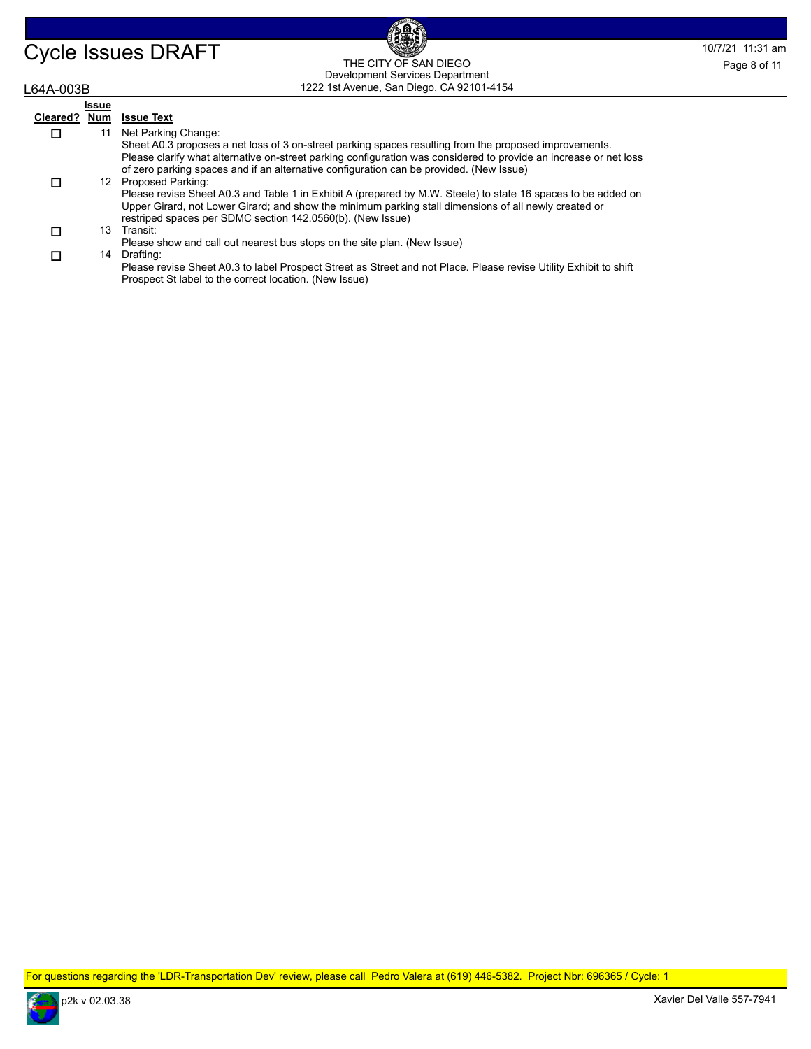| Cleared? | Issue Num | Issue Text |
| --- | --- | --- |
| ☐ | 11 | Net Parking Change:<br>Sheet A0.3 proposes a net loss of 3 on-street parking spaces resulting from the proposed improvements. Please clarify what alternative on-street parking configuration was considered to provide an increase or net loss of zero parking spaces and if an alternative configuration can be provided. (New Issue) |
| ☐ | 12 | Proposed Parking:<br>Please revise Sheet A0.3 and Table 1 in Exhibit A (prepared by M.W. Steele) to state 16 spaces to be added on Upper Girard, not Lower Girard; and show the minimum parking stall dimensions of all newly created or restriped spaces per SDMC section 142.0560(b). (New Issue) |
| ☐ | 13 | Transit:<br>Please show and call out nearest bus stops on the site plan. (New Issue) |
| ☐ | 14 | Drafting:<br>Please revise Sheet A0.3 to label Prospect Street as Street and not Place. Please revise Utility Exhibit to shift Prospect St label to the correct location. (New Issue) |

For questions regarding the 'LDR-Transportation Dev' review, please call Pedro Valera at (619) 446-5382. Project Nbr: 696365 / Cycle: 1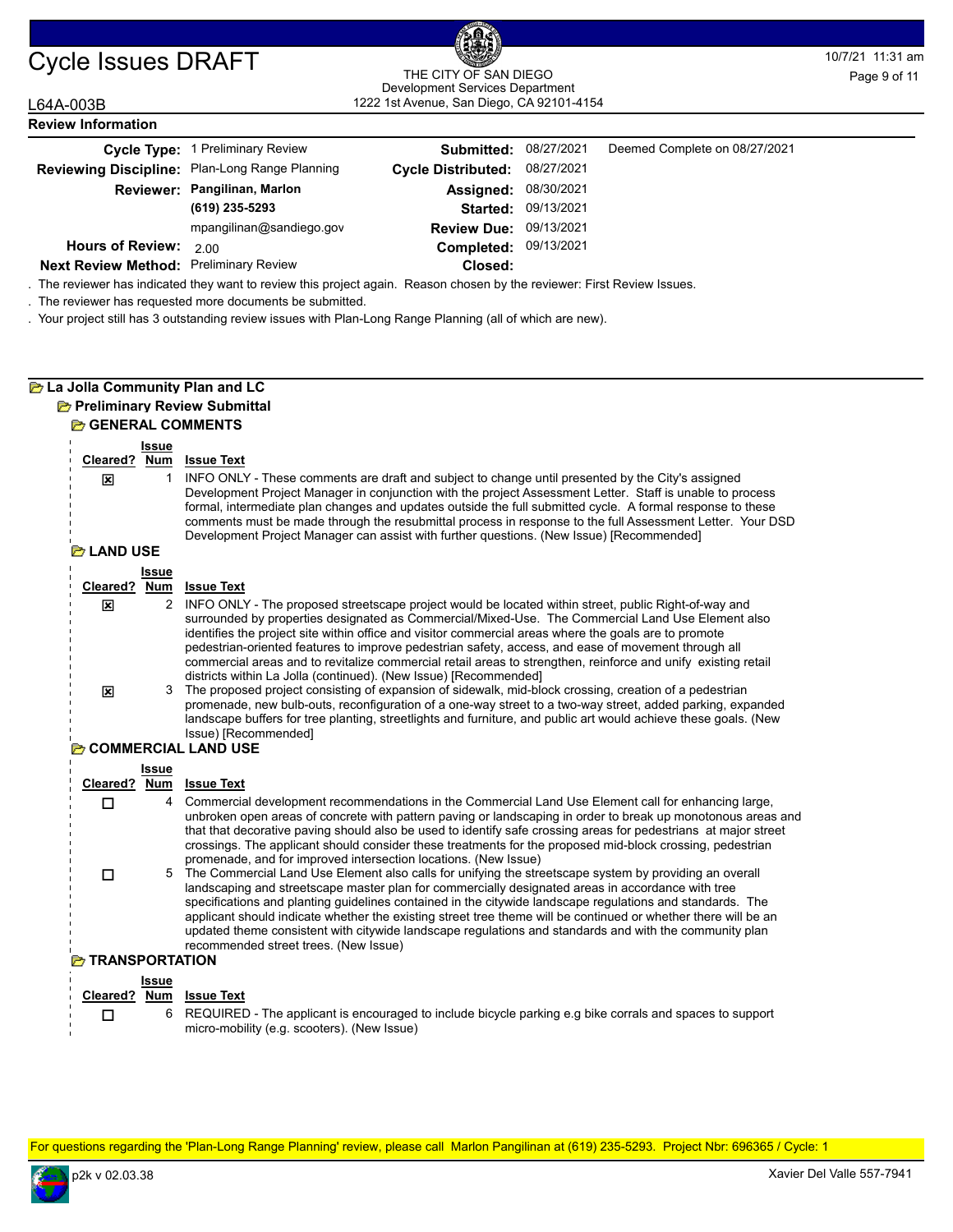# Cycle Issues DRAFT

THE CITY OF SAN DIEGO
Development Services Department
1222 1st Avenue, San Diego, CA 92101-4154

L64A-003B

10/7/21 11:31 am

## Review Information

| | | | | |
|---|---|---|---|---|
| **Cycle Type:** | 1 Preliminary Review | **Submitted:** | 08/27/2021 | Deemed Complete on 08/27/2021 |
| **Reviewing Discipline:** | Plan-Long Range Planning | **Cycle Distributed:** | 08/27/2021 | |
| **Reviewer:** | **Pangilinan, Marlon** | **Assigned:** | 08/30/2021 | |
| | **(619) 235-5293** | **Started:** | 09/13/2021 | |
| | mpangilinan@sandiego.gov | **Review Due:** | 09/13/2021 | |
| **Hours of Review:** | 2.00 | **Completed:** | 09/13/2021 | |
| **Next Review Method:** | Preliminary Review | **Closed:** | | |

. The reviewer has indicated they want to review this project again. Reason chosen by the reviewer: First Review Issues.

. The reviewer has requested more documents be submitted.

. Your project still has 3 outstanding review issues with Plan-Long Range Planning (all of which are new).

## La Jolla Community Plan and LC

### Preliminary Review Submittal

#### GENERAL COMMENTS

| Cleared? | Issue Num | Issue Text |
|---|---|---|
| ☒ | 1 | INFO ONLY - These comments are draft and subject to change until presented by the City's assigned Development Project Manager in conjunction with the project Assessment Letter. Staff is unable to process formal, intermediate plan changes and updates outside the full submitted cycle. A formal response to these comments must be made through the resubmittal process in response to the full Assessment Letter. Your DSD Development Project Manager can assist with further questions. (New Issue) [Recommended] |

#### LAND USE

| Cleared? | Issue Num | Issue Text |
|---|---|---|
| ☒ | 2 | INFO ONLY - The proposed streetscape project would be located within street, public Right-of-way and surrounded by properties designated as Commercial/Mixed-Use. The Commercial Land Use Element also identifies the project site within office and visitor commercial areas where the goals are to promote pedestrian-oriented features to improve pedestrian safety, access, and ease of movement through all commercial areas and to revitalize commercial retail areas to strengthen, reinforce and unify existing retail districts within La Jolla (continued). (New Issue) [Recommended] |
| ☒ | 3 | The proposed project consisting of expansion of sidewalk, mid-block crossing, creation of a pedestrian promenade, new bulb-outs, reconfiguration of a one-way street to a two-way street, added parking, expanded landscape buffers for tree planting, streetlights and furniture, and public art would achieve these goals. (New Issue) [Recommended] |

#### COMMERCIAL LAND USE

| Cleared? | Issue Num | Issue Text |
|---|---|---|
| ☐ | 4 | Commercial development recommendations in the Commercial Land Use Element call for enhancing large, unbroken open areas of concrete with pattern paving or landscaping in order to break up monotonous areas and that that decorative paving should also be used to identify safe crossing areas for pedestrians at major street crossings. The applicant should consider these treatments for the proposed mid-block crossing, pedestrian promenade, and for improved intersection locations. (New Issue) |
| ☐ | 5 | The Commercial Land Use Element also calls for unifying the streetscape system by providing an overall landscaping and streetscape master plan for commercially designated areas in accordance with tree specifications and planting guidelines contained in the citywide landscape regulations and standards. The applicant should indicate whether the existing street tree theme will be continued or whether there will be an updated theme consistent with citywide landscape regulations and standards and with the community plan recommended street trees. (New Issue) |

#### TRANSPORTATION

| Cleared? | Issue Num | Issue Text |
|---|---|---|
| ☐ | 6 | REQUIRED - The applicant is encouraged to include bicycle parking e.g bike corrals and spaces to support micro-mobility (e.g. scooters). (New Issue) |

For questions regarding the 'Plan-Long Range Planning' review, please call Marlon Pangilinan at (619) 235-5293. Project Nbr: 696365 / Cycle: 1

p2k v 02.03.38 Xavier Del Valle 557-7941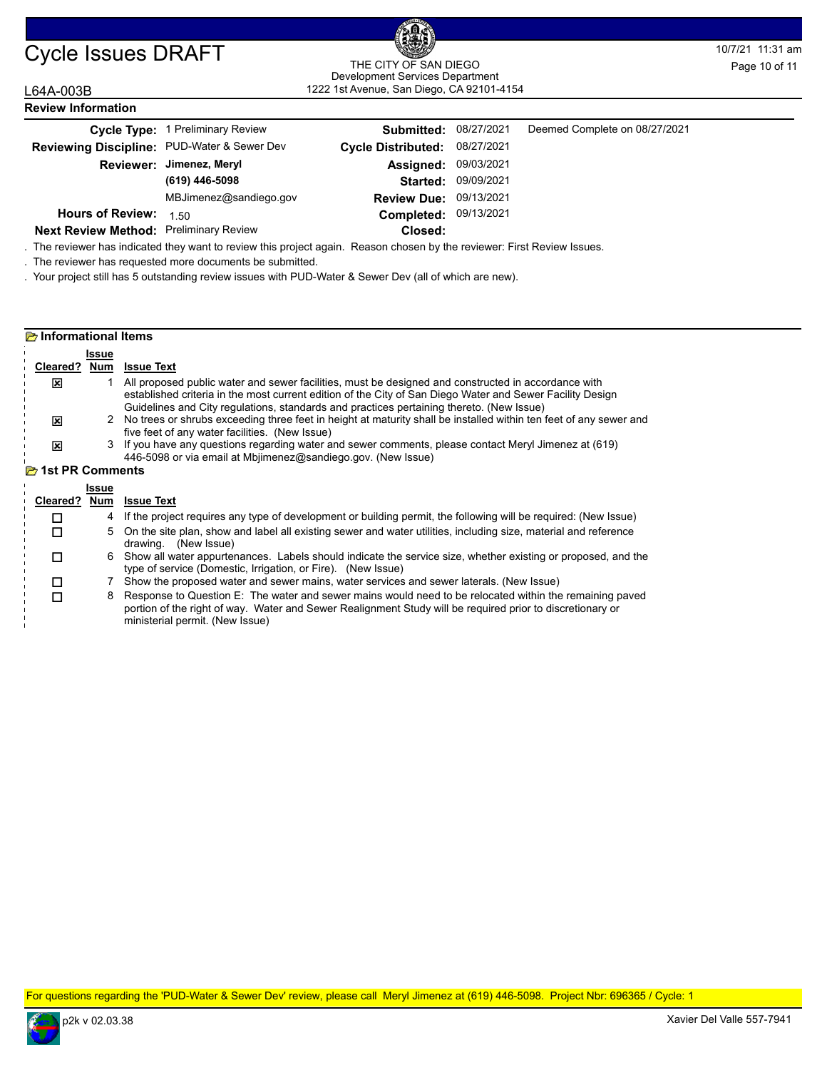# Cycle Issues DRAFT

THE CITY OF SAN DIEGO
Development Services Department
1222 1st Avenue, San Diego, CA 92101-4154

10/7/21 11:31 am

L64A-003B

## Review Information

| | | | | |
|---|---|---|---|---|
| **Cycle Type:** | 1 Preliminary Review | **Submitted:** | 08/27/2021 | Deemed Complete on 08/27/2021 |
| **Reviewing Discipline:** | PUD-Water & Sewer Dev | **Cycle Distributed:** | 08/27/2021 | |
| **Reviewer:** | **Jimenez, Meryl** | **Assigned:** | 09/03/2021 | |
| | **(619) 446-5098** | **Started:** | 09/09/2021 | |
| | MBJimenez@sandiego.gov | **Review Due:** | 09/13/2021 | |
| **Hours of Review:** | 1.50 | **Completed:** | 09/13/2021 | |
| **Next Review Method:** | Preliminary Review | **Closed:** | | |

. The reviewer has indicated they want to review this project again. Reason chosen by the reviewer: First Review Issues.

. The reviewer has requested more documents be submitted.

. Your project still has 5 outstanding review issues with PUD-Water & Sewer Dev (all of which are new).

### Informational Items

| Cleared? | Issue Num | Issue Text |
|---|---|---|
| ☒ | 1 | All proposed public water and sewer facilities, must be designed and constructed in accordance with established criteria in the most current edition of the City of San Diego Water and Sewer Facility Design Guidelines and City regulations, standards and practices pertaining thereto. (New Issue) |
| ☒ | 2 | No trees or shrubs exceeding three feet in height at maturity shall be installed within ten feet of any sewer and five feet of any water facilities. (New Issue) |
| ☒ | 3 | If you have any questions regarding water and sewer comments, please contact Meryl Jimenez at (619) 446-5098 or via email at Mbjimenez@sandiego.gov. (New Issue) |

### 1st PR Comments

| Cleared? | Issue Num | Issue Text |
|---|---|---|
| ☐ | 4 | If the project requires any type of development or building permit, the following will be required: (New Issue) |
| ☐ | 5 | On the site plan, show and label all existing sewer and water utilities, including size, material and reference drawing. (New Issue) |
| ☐ | 6 | Show all water appurtenances. Labels should indicate the service size, whether existing or proposed, and the type of service (Domestic, Irrigation, or Fire). (New Issue) |
| ☐ | 7 | Show the proposed water and sewer mains, water services and sewer laterals. (New Issue) |
| ☐ | 8 | Response to Question E: The water and sewer mains would need to be relocated within the remaining paved portion of the right of way. Water and Sewer Realignment Study will be required prior to discretionary or ministerial permit. (New Issue) |

For questions regarding the 'PUD-Water & Sewer Dev' review, please call Meryl Jimenez at (619) 446-5098. Project Nbr: 696365 / Cycle: 1

p2k v 02.03.38 Xavier Del Valle 557-7941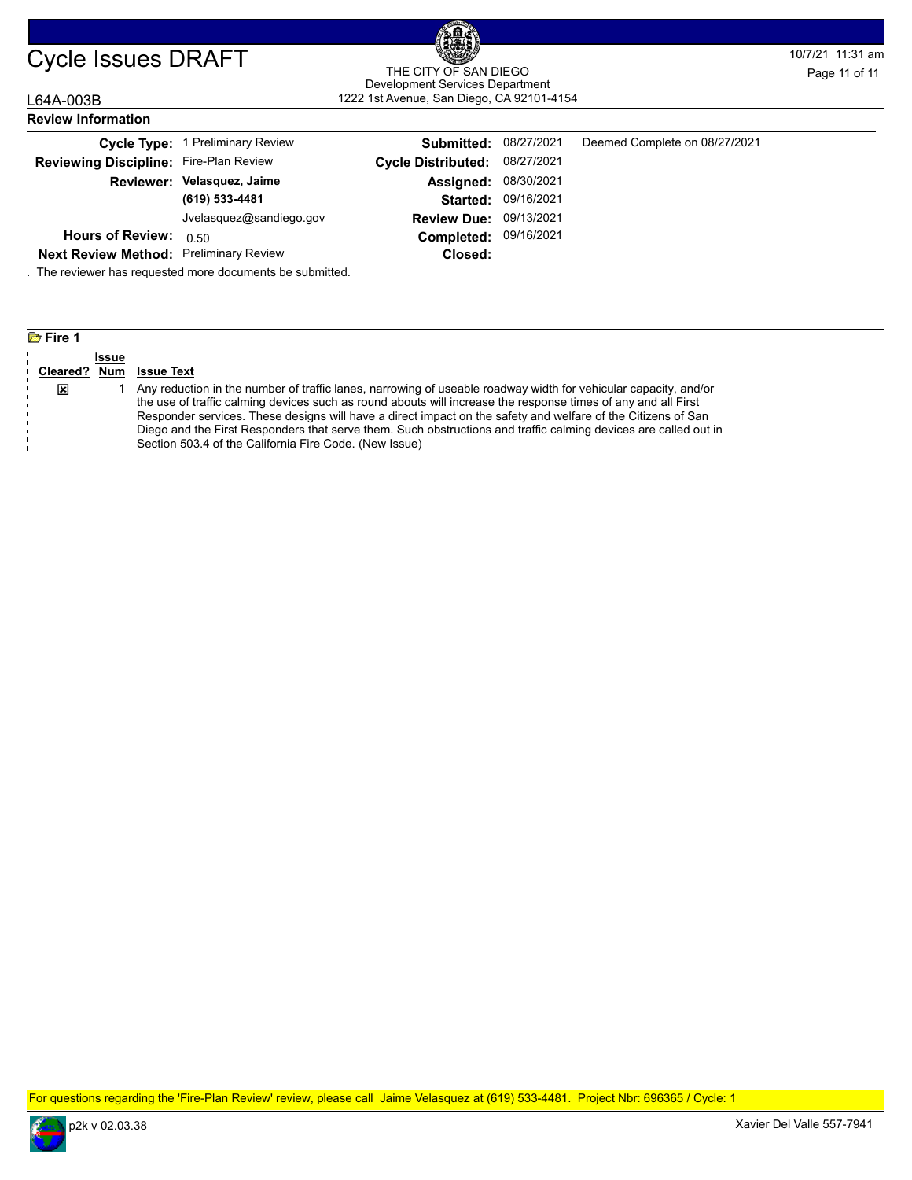# Cycle Issues DRAFT

THE CITY OF SAN DIEGO
Development Services Department
1222 1st Avenue, San Diego, CA 92101-4154

10/7/21 11:31 am

L64A-003B

## Review Information

| | | | | |
|---|---|---|---|---|
| **Cycle Type:** | 1 Preliminary Review | **Submitted:** | 08/27/2021 | Deemed Complete on 08/27/2021 |
| **Reviewing Discipline:** | Fire-Plan Review | **Cycle Distributed:** | 08/27/2021 | |
| **Reviewer:** | **Velasquez, Jaime** | **Assigned:** | 08/30/2021 | |
| | **(619) 533-4481** | **Started:** | 09/16/2021 | |
| | Jvelasquez@sandiego.gov | **Review Due:** | 09/13/2021 | |
| **Hours of Review:** | 0.50 | **Completed:** | 09/16/2021 | |
| **Next Review Method:** | Preliminary Review | **Closed:** | | |

. The reviewer has requested more documents be submitted.

### Fire 1

| Cleared? | Issue Num | Issue Text |
|---|---|---|
| ☒ | 1 | Any reduction in the number of traffic lanes, narrowing of useable roadway width for vehicular capacity, and/or the use of traffic calming devices such as round abouts will increase the response times of any and all First Responder services. These designs will have a direct impact on the safety and welfare of the Citizens of San Diego and the First Responders that serve them. Such obstructions and traffic calming devices are called out in Section 503.4 of the California Fire Code. (New Issue) |

For questions regarding the 'Fire-Plan Review' review, please call Jaime Velasquez at (619) 533-4481. Project Nbr: 696365 / Cycle: 1

p2k v 02.03.38 Xavier Del Valle 557-7941